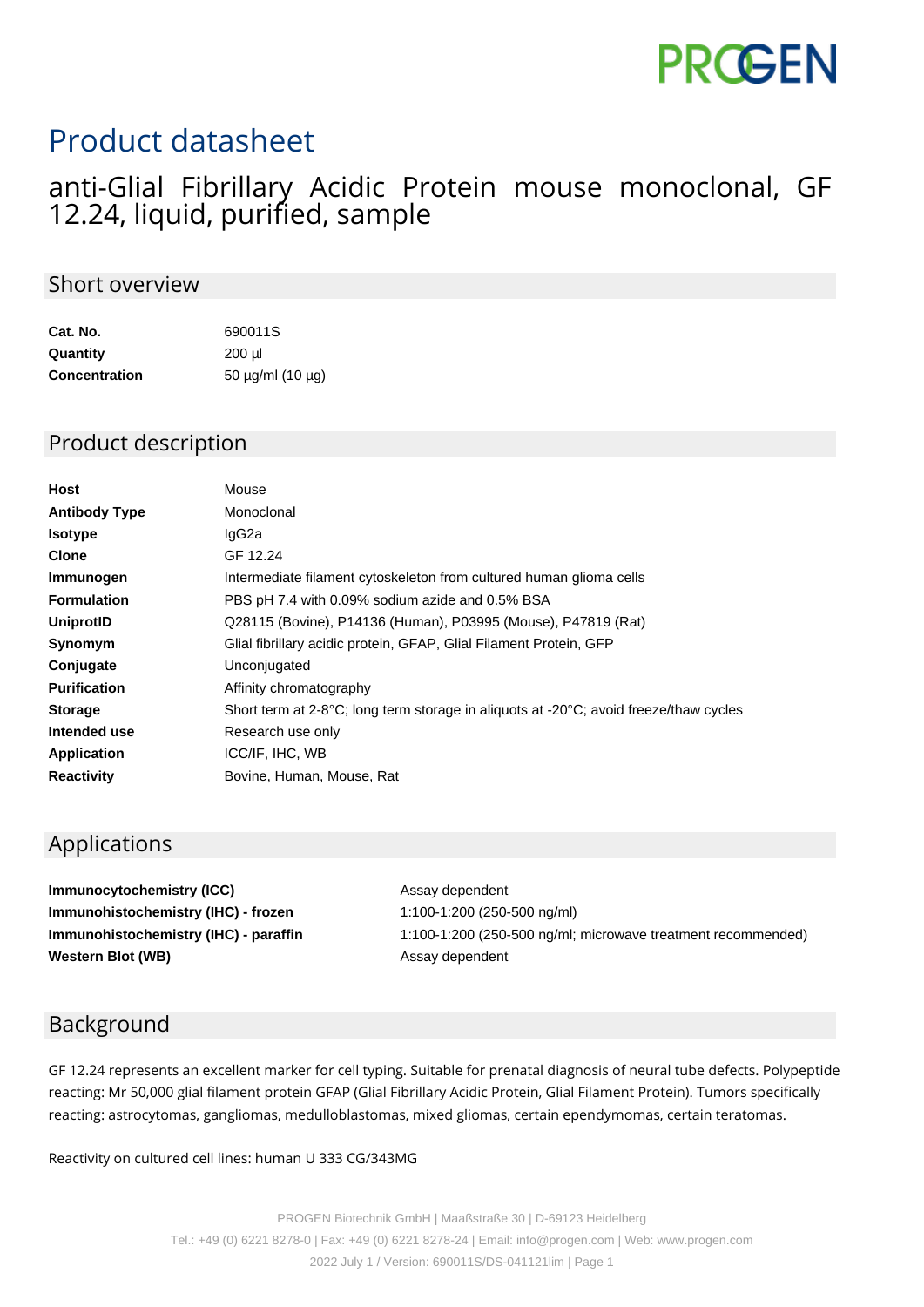PROGEN

# Product datasheet

## anti-Glial Fibrillary Acidic Protein mouse monoclonal, GF 12.24, liquid, purified, sample

## Short overview

| | |
|---|---|
| **Cat. No.** | 690011S |
| **Quantity** | 200 µl |
| **Concentration** | 50 µg/ml (10 µg) |

## Product description

| | |
|---|---|
| **Host** | Mouse |
| **Antibody Type** | Monoclonal |
| **Isotype** | IgG2a |
| **Clone** | GF 12.24 |
| **Immunogen** | Intermediate filament cytoskeleton from cultured human glioma cells |
| **Formulation** | PBS pH 7.4 with 0.09% sodium azide and 0.5% BSA |
| **UniprotID** | Q28115 (Bovine), P14136 (Human), P03995 (Mouse), P47819 (Rat) |
| **Synomym** | Glial fibrillary acidic protein, GFAP, Glial Filament Protein, GFP |
| **Conjugate** | Unconjugated |
| **Purification** | Affinity chromatography |
| **Storage** | Short term at 2-8°C; long term storage in aliquots at -20°C; avoid freeze/thaw cycles |
| **Intended use** | Research use only |
| **Application** | ICC/IF, IHC, WB |
| **Reactivity** | Bovine, Human, Mouse, Rat |

## Applications

| | |
|---|---|
| **Immunocytochemistry (ICC)** | Assay dependent |
| **Immunohistochemistry (IHC) - frozen** | 1:100-1:200 (250-500 ng/ml) |
| **Immunohistochemistry (IHC) - paraffin** | 1:100-1:200 (250-500 ng/ml; microwave treatment recommended) |
| **Western Blot (WB)** | Assay dependent |

## Background

GF 12.24 represents an excellent marker for cell typing. Suitable for prenatal diagnosis of neural tube defects. Polypeptide reacting: Mr 50,000 glial filament protein GFAP (Glial Fibrillary Acidic Protein, Glial Filament Protein). Tumors specifically reacting: astrocytomas, gangliomas, medulloblastomas, mixed gliomas, certain ependymomas, certain teratomas.

Reactivity on cultured cell lines: human U 333 CG/343MG

PROGEN Biotechnik GmbH | Maaßstraße 30 | D-69123 Heidelberg
Tel.: +49 (0) 6221 8278-0 | Fax: +49 (0) 6221 8278-24 | Email: info@progen.com | Web: www.progen.com
2022 July 1 / Version: 690011S/DS-041121lim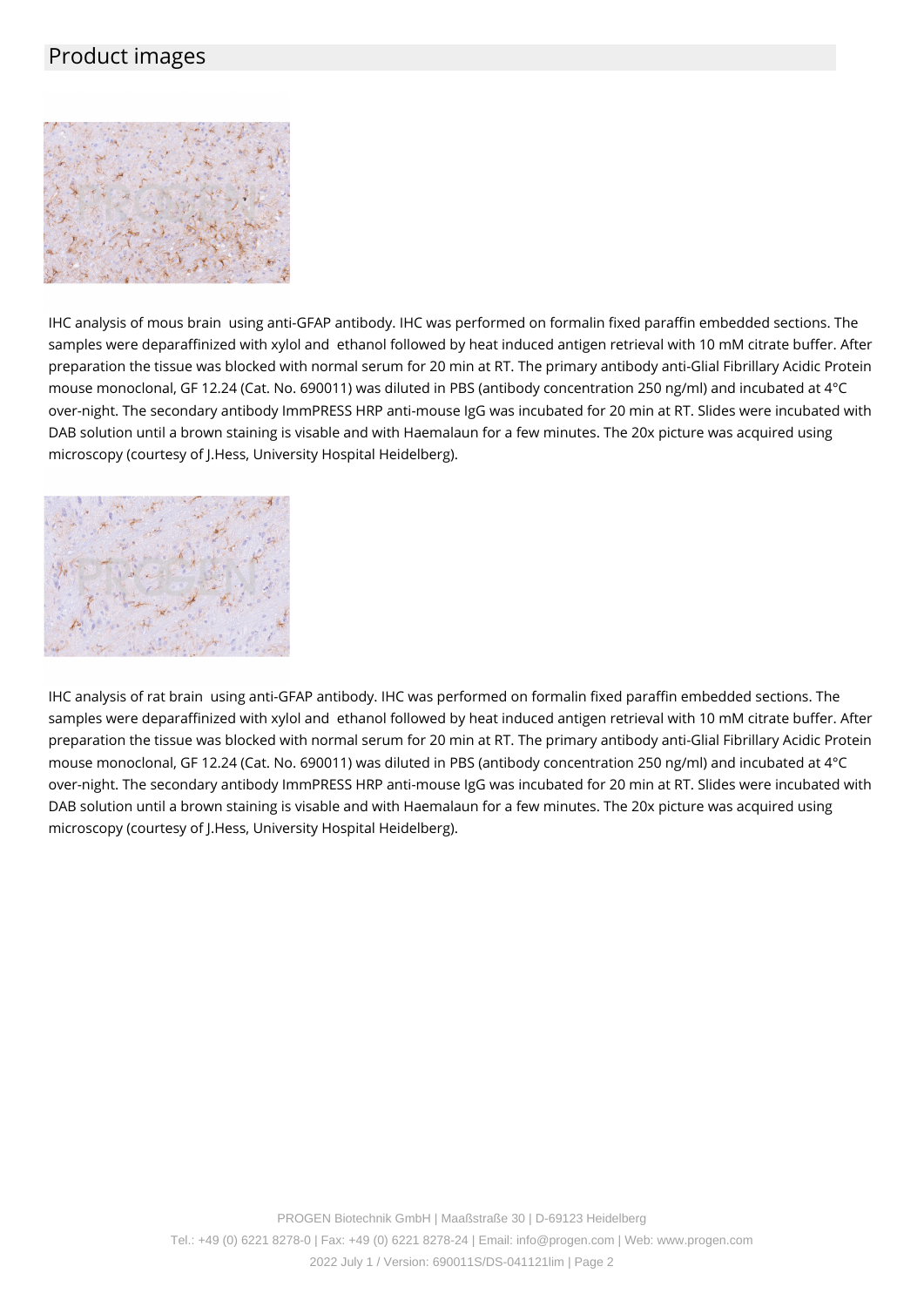## Product images

IHC analysis of mous brain using anti-GFAP antibody. IHC was performed on formalin fixed paraffin embedded sections. The samples were deparaffinized with xylol and ethanol followed by heat induced antigen retrieval with 10 mM citrate buffer. After preparation the tissue was blocked with normal serum for 20 min at RT. The primary antibody anti-Glial Fibrillary Acidic Protein mouse monoclonal, GF 12.24 (Cat. No. 690011) was diluted in PBS (antibody concentration 250 ng/ml) and incubated at 4°C over-night. The secondary antibody ImmPRESS HRP anti-mouse IgG was incubated for 20 min at RT. Slides were incubated with DAB solution until a brown staining is visable and with Haemalaun for a few minutes. The 20x picture was acquired using microscopy (courtesy of J.Hess, University Hospital Heidelberg).

IHC analysis of rat brain using anti-GFAP antibody. IHC was performed on formalin fixed paraffin embedded sections. The samples were deparaffinized with xylol and ethanol followed by heat induced antigen retrieval with 10 mM citrate buffer. After preparation the tissue was blocked with normal serum for 20 min at RT. The primary antibody anti-Glial Fibrillary Acidic Protein mouse monoclonal, GF 12.24 (Cat. No. 690011) was diluted in PBS (antibody concentration 250 ng/ml) and incubated at 4°C over-night. The secondary antibody ImmPRESS HRP anti-mouse IgG was incubated for 20 min at RT. Slides were incubated with DAB solution until a brown staining is visable and with Haemalaun for a few minutes. The 20x picture was acquired using microscopy (courtesy of J.Hess, University Hospital Heidelberg).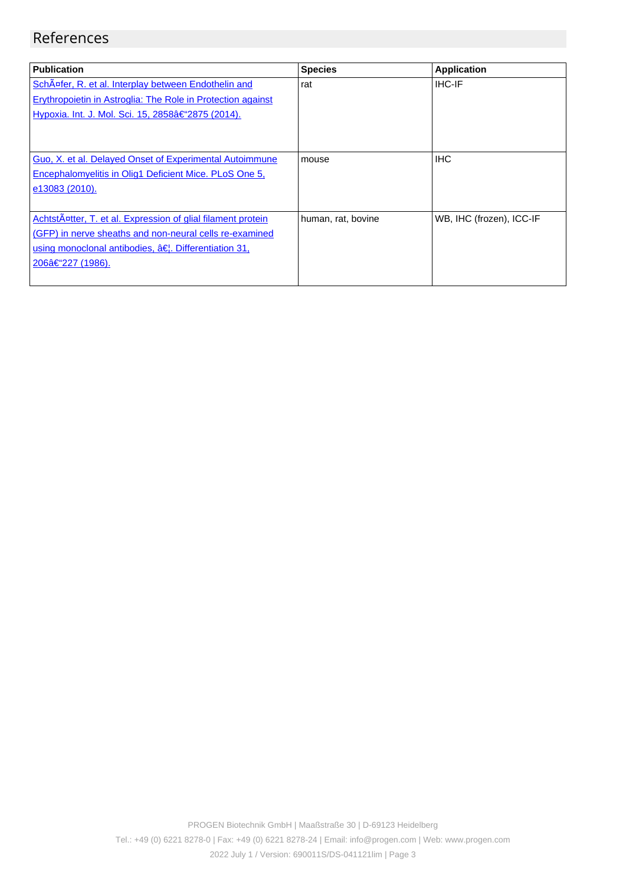## References

| Publication | Species | Application |
|---|---|---|
| SchÃ¤fer, R. et al. Interplay between Endothelin and Erythropoietin in Astroglia: The Role in Protection against Hypoxia. Int. J. Mol. Sci. 15, 2858â€“2875 (2014). | rat | IHC-IF |
| Guo, X. et al. Delayed Onset of Experimental Autoimmune Encephalomyelitis in Olig1 Deficient Mice. PLoS One 5, e13083 (2010). | mouse | IHC |
| AchtstÃ¤tter, T. et al. Expression of glial filament protein (GFP) in nerve sheaths and non-neural cells re-examined using monoclonal antibodies, â€¦. Differentiation 31, 206â€“227 (1986). | human, rat, bovine | WB, IHC (frozen), ICC-IF |

PROGEN Biotechnik GmbH | Maaßstraße 30 | D-69123 Heidelberg

Tel.: +49 (0) 6221 8278-0 | Fax: +49 (0) 6221 8278-24 | Email: info@progen.com | Web: www.progen.com

2022 July 1 / Version: 690011S/DS-041121lim